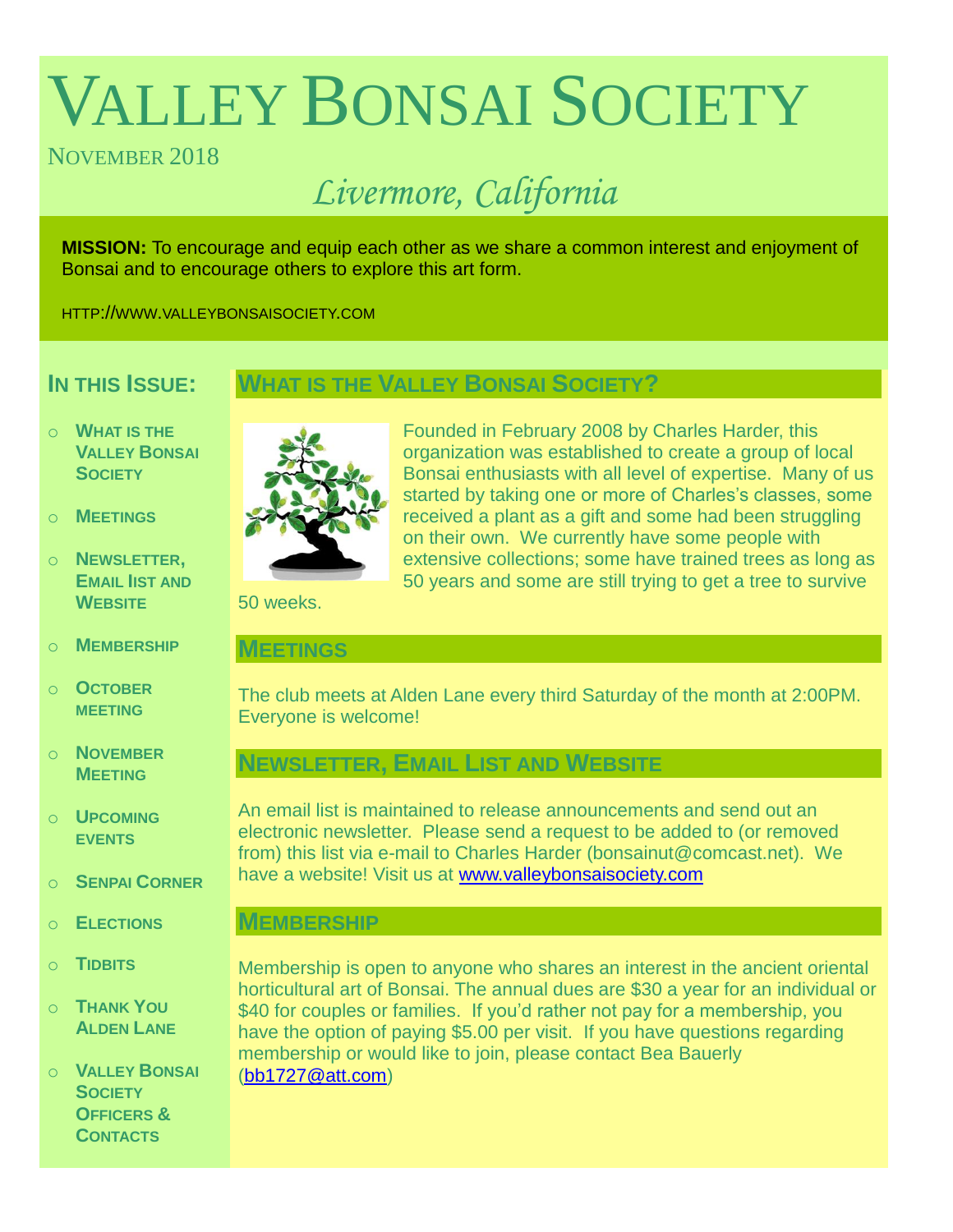# VALLEY BONSAI SOCIETY

NOVEMBER 2018

*Livermore, California*

**MISSION:** To encourage and equip each other as we share a common interest and enjoyment of Bonsai and to encourage others to explore this art form.

HTTP://WWW.VALLEYBONSAISOCIETY.COM

## IN THIS ISSUE:

- WHAT IS THE VALLEY BONSAI SOCIETY
- MEETINGS
- NEWSLETTER, EMAIL lIST AND WEBSITE
- MEMBERSHIP
- OCTOBER MEETING
- NOVEMBER MEETING
- UPCOMING EVENTS
- SENPAI CORNER
- ELECTIONS
- TIDBITS
- THANK YOU ALDEN LANE
- VALLEY BONSAI SOCIETY OFFICERS & CONTACTS

## WHAT IS THE VALLEY BONSAI SOCIETY?

Founded in February 2008 by Charles Harder, this organization was established to create a group of local Bonsai enthusiasts with all level of expertise. Many of us started by taking one or more of Charles's classes, some received a plant as a gift and some had been struggling on their own. We currently have some people with extensive collections; some have trained trees as long as 50 years and some are still trying to get a tree to survive 50 weeks.

## MEETINGS

The club meets at Alden Lane every third Saturday of the month at 2:00PM. Everyone is welcome!

## NEWSLETTER, EMAIL LIST AND WEBSITE

An email list is maintained to release announcements and send out an electronic newsletter. Please send a request to be added to (or removed from) this list via e-mail to Charles Harder (bonsainut@comcast.net). We have a website! Visit us at www.valleybonsaisociety.com

## MEMBERSHIP

Membership is open to anyone who shares an interest in the ancient oriental horticultural art of Bonsai. The annual dues are $30 a year for an individual or $40 for couples or families. If you'd rather not pay for a membership, you have the option of paying $5.00 per visit. If you have questions regarding membership or would like to join, please contact Bea Bauerly (bb1727@att.com)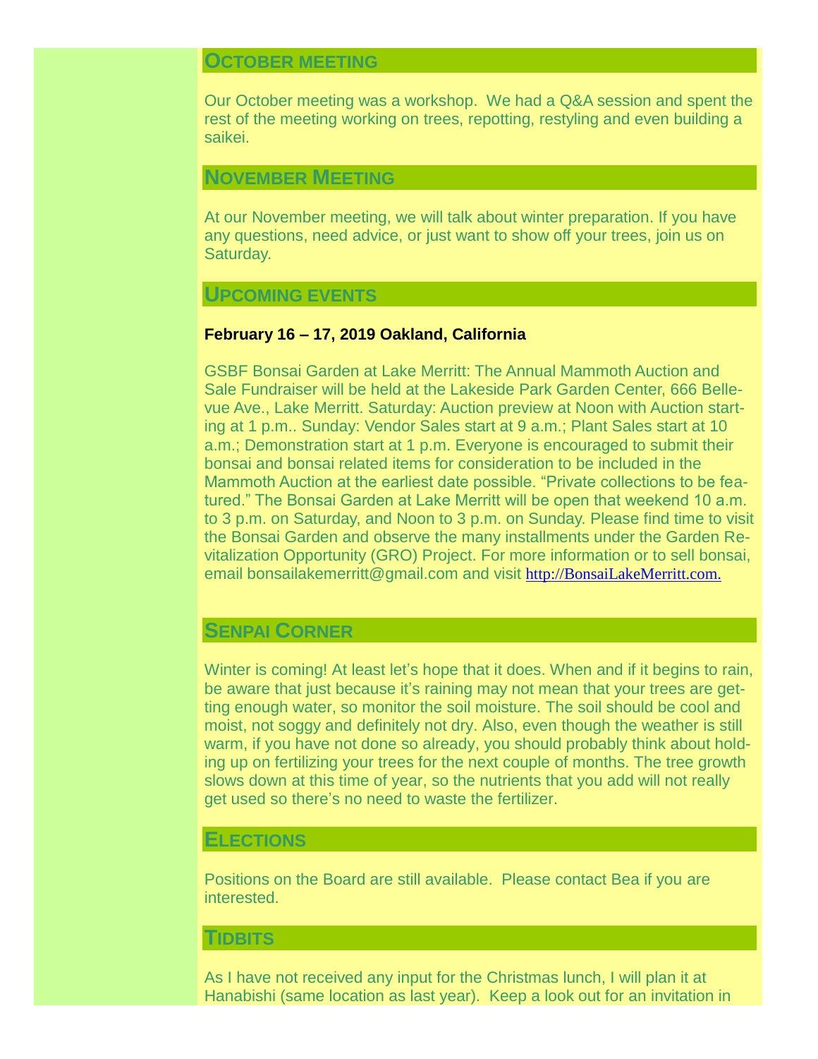## OCTOBER MEETING

Our October meeting was a workshop. We had a Q&A session and spent the rest of the meeting working on trees, repotting, restyling and even building a saikei.

## NOVEMBER MEETING

At our November meeting, we will talk about winter preparation. If you have any questions, need advice, or just want to show off your trees, join us on Saturday.

## UPCOMING EVENTS

**February 16 – 17, 2019 Oakland, California**

GSBF Bonsai Garden at Lake Merritt: The Annual Mammoth Auction and Sale Fundraiser will be held at the Lakeside Park Garden Center, 666 Bellevue Ave., Lake Merritt. Saturday: Auction preview at Noon with Auction starting at 1 p.m.. Sunday: Vendor Sales start at 9 a.m.; Plant Sales start at 10 a.m.; Demonstration start at 1 p.m. Everyone is encouraged to submit their bonsai and bonsai related items for consideration to be included in the Mammoth Auction at the earliest date possible. "Private collections to be featured." The Bonsai Garden at Lake Merritt will be open that weekend 10 a.m. to 3 p.m. on Saturday, and Noon to 3 p.m. on Sunday. Please find time to visit the Bonsai Garden and observe the many installments under the Garden Revitalization Opportunity (GRO) Project. For more information or to sell bonsai, email bonsailakemerritt@gmail.com and visit http://BonsaiLakeMerritt.com.

## SENPAI CORNER

Winter is coming! At least let's hope that it does. When and if it begins to rain, be aware that just because it's raining may not mean that your trees are getting enough water, so monitor the soil moisture. The soil should be cool and moist, not soggy and definitely not dry. Also, even though the weather is still warm, if you have not done so already, you should probably think about holding up on fertilizing your trees for the next couple of months. The tree growth slows down at this time of year, so the nutrients that you add will not really get used so there's no need to waste the fertilizer.

## ELECTIONS

Positions on the Board are still available. Please contact Bea if you are interested.

## TIDBITS

As I have not received any input for the Christmas lunch, I will plan it at Hanabishi (same location as last year). Keep a look out for an invitation in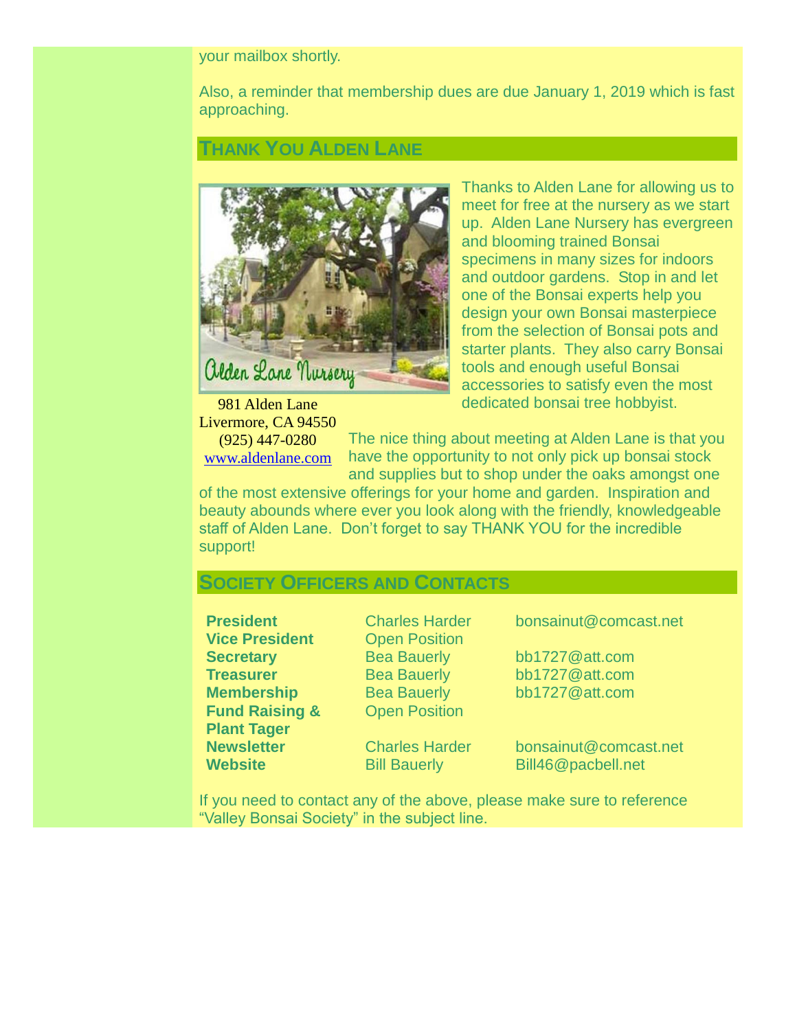your mailbox shortly.

Also, a reminder that membership dues are due January 1, 2019 which is fast approaching.

## THANK YOU ALDEN LANE

Thanks to Alden Lane for allowing us to meet for free at the nursery as we start up. Alden Lane Nursery has evergreen and blooming trained Bonsai specimens in many sizes for indoors and outdoor gardens. Stop in and let one of the Bonsai experts help you design your own Bonsai masterpiece from the selection of Bonsai pots and starter plants. They also carry Bonsai tools and enough useful Bonsai accessories to satisfy even the most dedicated bonsai tree hobbyist.

981 Alden Lane
Livermore, CA 94550
(925) 447-0280
www.aldenlane.com

The nice thing about meeting at Alden Lane is that you have the opportunity to not only pick up bonsai stock and supplies but to shop under the oaks amongst one of the most extensive offerings for your home and garden. Inspiration and beauty abounds where ever you look along with the friendly, knowledgeable staff of Alden Lane. Don't forget to say THANK YOU for the incredible support!

## SOCIETY OFFICERS AND CONTACTS

| | | |
|---|---|---|
| **President** | Charles Harder | bonsainut@comcast.net |
| **Vice President** | Open Position | |
| **Secretary** | Bea Bauerly | bb1727@att.com |
| **Treasurer** | Bea Bauerly | bb1727@att.com |
| **Membership** | Bea Bauerly | bb1727@att.com |
| **Fund Raising & Plant Tager** | Open Position | |
| **Newsletter** | Charles Harder | bonsainut@comcast.net |
| **Website** | Bill Bauerly | Bill46@pacbell.net |

If you need to contact any of the above, please make sure to reference "Valley Bonsai Society" in the subject line.